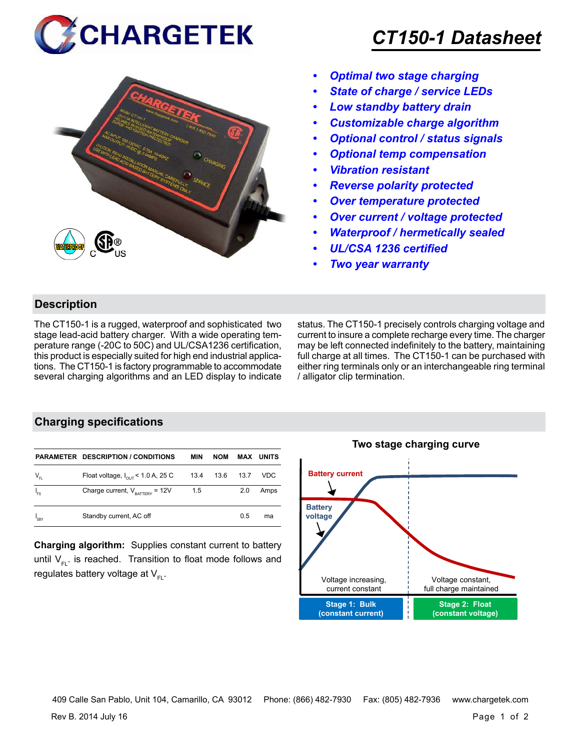# CT150-1 Datasheet

- *Optimal two stage charging*
- *State of charge / service LEDs*
- *Low standby battery drain*
- *Customizable charge algorithm*
- *Optional control / status signals*
- *Optional temp compensation*
- *Vibration resistant*
- *Reverse polarity protected*
- *Over temperature protected*
- *Over current / voltage protected*
- *Waterproof / hermetically sealed*
- *UL/CSA 1236 certified*
- *Two year warranty*

## Description

The CT150-1 is a rugged, waterproof and sophisticated two stage lead-acid battery charger. With a wide operating temperature range (-20C to 50C) and UL/CSA1236 certification, this product is especially suited for high end industrial applications. The CT150-1 is factory programmable to accommodate several charging algorithms and an LED display to indicate status. The CT150-1 precisely controls charging voltage and current to insure a complete recharge every time. The charger may be left connected indefinitely to the battery, maintaining full charge at all times. The CT150-1 can be purchased with either ring terminals only or an interchangeable ring terminal / alligator clip termination.

## Charging specifications

| PARAMETER | DESCRIPTION / CONDITIONS | MIN | NOM | MAX | UNITS |
|---|---|---|---|---|---|
| $V_{FL}$ | Float voltage, $I_{OUT}$ < 1.0 A, 25 C | 13.4 | 13.6 | 13.7 | VDC |
| $I_{FS}$ | Charge current, $V_{BATTERY}$ = 12V | 1.5 | | 2.0 | Amps |
| $I_{SBY}$ | Standby current, AC off | | | 0.5 | ma |

**Charging algorithm:** Supplies constant current to battery until $V_{FL}$. is reached. Transition to float mode follows and regulates battery voltage at $V_{FL}$.

**Two stage charging curve**

Battery current

Battery voltage

Voltage increasing, current constant

Voltage constant, full charge maintained

Stage 1: Bulk (constant current)

Stage 2: Float (constant voltage)

409 Calle San Pablo, Unit 104, Camarillo, CA 93012 Phone: (866) 482-7930 Fax: (805) 482-7936 www.chargetek.com

Rev B. 2014 July 16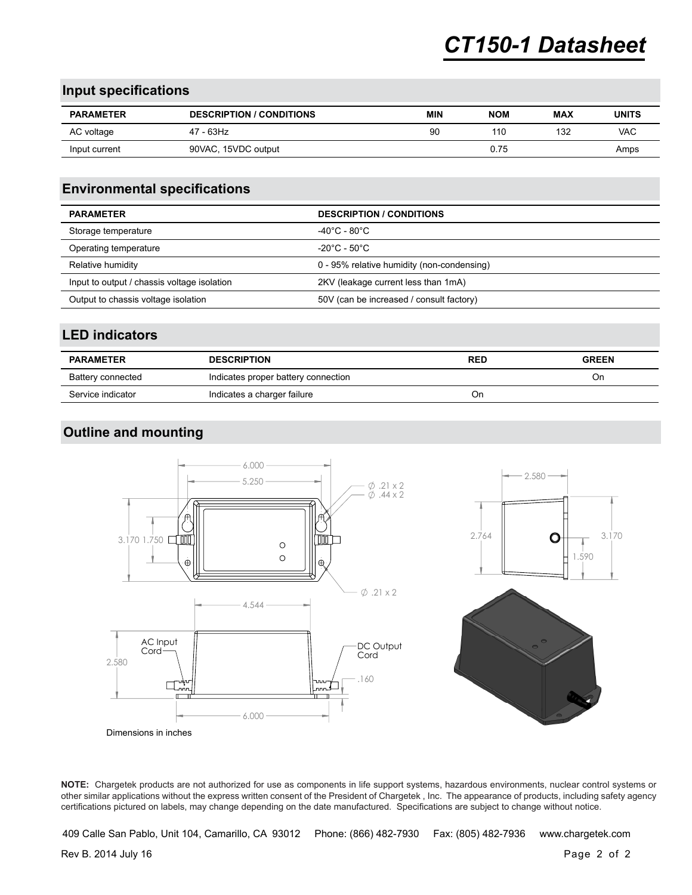# CT150-1 Datasheet

## Input specifications

| PARAMETER | DESCRIPTION / CONDITIONS | MIN | NOM | MAX | UNITS |
|---|---|---|---|---|---|
| AC voltage | 47 - 63Hz | 90 | 110 | 132 | VAC |
| Input current | 90VAC, 15VDC output | | 0.75 | | Amps |

## Environmental specifications

| PARAMETER | DESCRIPTION / CONDITIONS |
|---|---|
| Storage temperature | -40°C - 80°C |
| Operating temperature | -20°C - 50°C |
| Relative humidity | 0 - 95% relative humidity (non-condensing) |
| Input to output / chassis voltage isolation | 2KV (leakage current less than 1mA) |
| Output to chassis voltage isolation | 50V (can be increased / consult factory) |

## LED indicators

| PARAMETER | DESCRIPTION | RED | GREEN |
|---|---|---|---|
| Battery connected | Indicates proper battery connection | | On |
| Service indicator | Indicates a charger failure | On | |

## Outline and mounting

6.000
5.250
∅ .21 x 2
∅ .44 x 2
3.170 1.750
∅ .21 x 2
4.544
AC Input Cord
DC Output Cord
2.580
.160
6.000
2.580
2.764
3.170
1.590

Dimensions in inches

**NOTE:** Chargetek products are not authorized for use as components in life support systems, hazardous environments, nuclear control systems or other similar applications without the express written consent of the President of Chargetek , Inc. The appearance of products, including safety agency certifications pictured on labels, may change depending on the date manufactured. Specifications are subject to change without notice.

409 Calle San Pablo, Unit 104, Camarillo, CA 93012 Phone: (866) 482-7930 Fax: (805) 482-7936 www.chargetek.com

Rev B. 2014 July 16